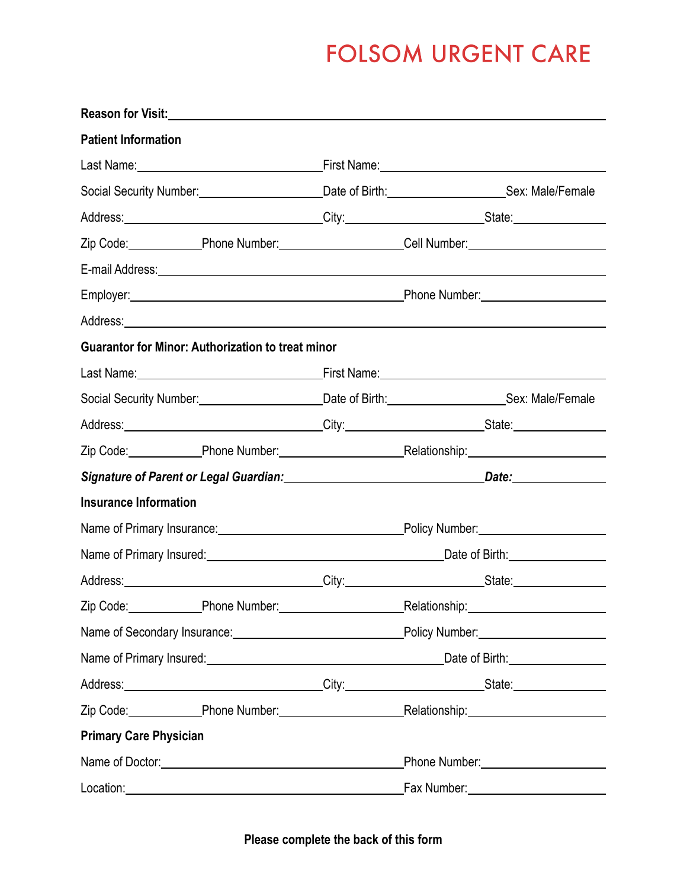# FOLSOM URGENT CARE

**Reason for Visit:** ______________________________________________

**Patient Information**

Last Name: ____________________ First Name: ____________________

Social Security Number: ____________________ Date of Birth: ____________________ Sex: Male/Female

Address: ____________________ City: ____________________ State: ____________________

Zip Code: ____________ Phone Number: ____________________ Cell Number: ____________________

E-mail Address: ______________________________________________

Employer: ____________________________ Phone Number: ____________________

Address: ______________________________________________

**Guarantor for Minor: Authorization to treat minor**

Last Name: ____________________ First Name: ____________________

Social Security Number: ____________________ Date of Birth: ____________________ Sex: Male/Female

Address: ____________________ City: ____________________ State: ____________________

Zip Code: ____________ Phone Number: ____________________ Relationship: ____________________

***Signature of Parent or Legal Guardian:*** ____________________________ ***Date:*** ____________

**Insurance Information**

Name of Primary Insurance: ____________________________ Policy Number: ____________________

Name of Primary Insured: ____________________________ Date of Birth: ____________________

Address: ____________________ City: ____________________ State: ____________________

Zip Code: ____________ Phone Number: ____________________ Relationship: ____________________

Name of Secondary Insurance: ____________________________ Policy Number: ____________________

Name of Primary Insured: ____________________________ Date of Birth: ____________________

Address: ____________________ City: ____________________ State: ____________________

Zip Code: ____________ Phone Number: ____________________ Relationship: ____________________

**Primary Care Physician**

Name of Doctor: ____________________________ Phone Number: ____________________

Location: ____________________________ Fax Number: ____________________

**Please complete the back of this form**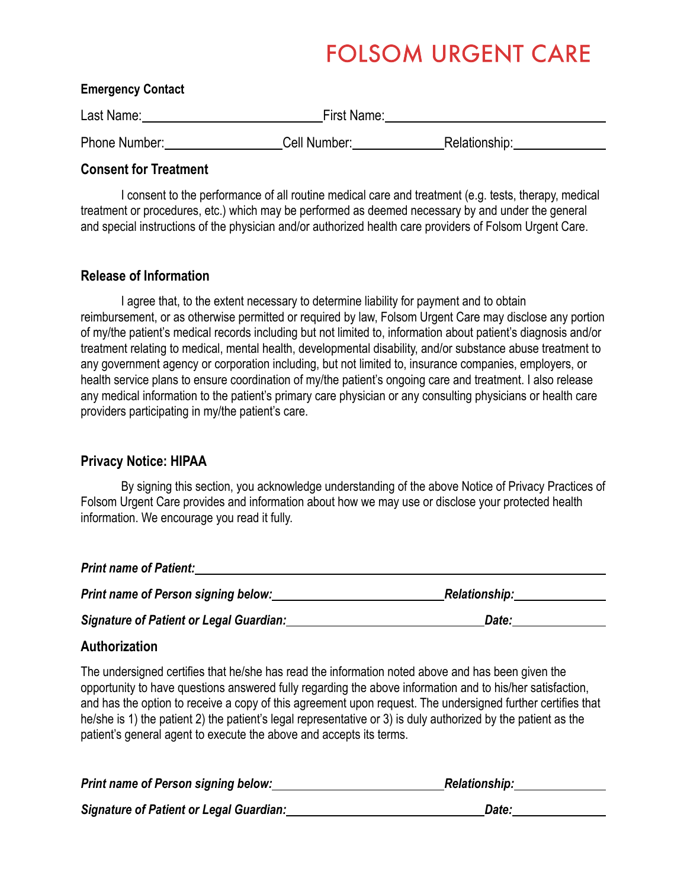# FOLSOM URGENT CARE

**Emergency Contact**

Last Name:______________________ First Name:______________________

Phone Number:______________ Cell Number:______________ Relationship:______________

## Consent for Treatment

I consent to the performance of all routine medical care and treatment (e.g. tests, therapy, medical treatment or procedures, etc.) which may be performed as deemed necessary by and under the general and special instructions of the physician and/or authorized health care providers of Folsom Urgent Care.

## Release of Information

I agree that, to the extent necessary to determine liability for payment and to obtain reimbursement, or as otherwise permitted or required by law, Folsom Urgent Care may disclose any portion of my/the patient's medical records including but not limited to, information about patient's diagnosis and/or treatment relating to medical, mental health, developmental disability, and/or substance abuse treatment to any government agency or corporation including, but not limited to, insurance companies, employers, or health service plans to ensure coordination of my/the patient's ongoing care and treatment. I also release any medical information to the patient's primary care physician or any consulting physicians or health care providers participating in my/the patient's care.

## Privacy Notice: HIPAA

By signing this section, you acknowledge understanding of the above Notice of Privacy Practices of Folsom Urgent Care provides and information about how we may use or disclose your protected health information. We encourage you read it fully.

***Print name of Patient:***______________________________________

***Print name of Person signing below:***______________________ ***Relationship:***______________

***Signature of Patient or Legal Guardian:***______________________ ***Date:***______________

## Authorization

The undersigned certifies that he/she has read the information noted above and has been given the opportunity to have questions answered fully regarding the above information and to his/her satisfaction, and has the option to receive a copy of this agreement upon request. The undersigned further certifies that he/she is 1) the patient 2) the patient's legal representative or 3) is duly authorized by the patient as the patient's general agent to execute the above and accepts its terms.

***Print name of Person signing below:***______________________ ***Relationship:***______________

***Signature of Patient or Legal Guardian:***______________________ ***Date:***______________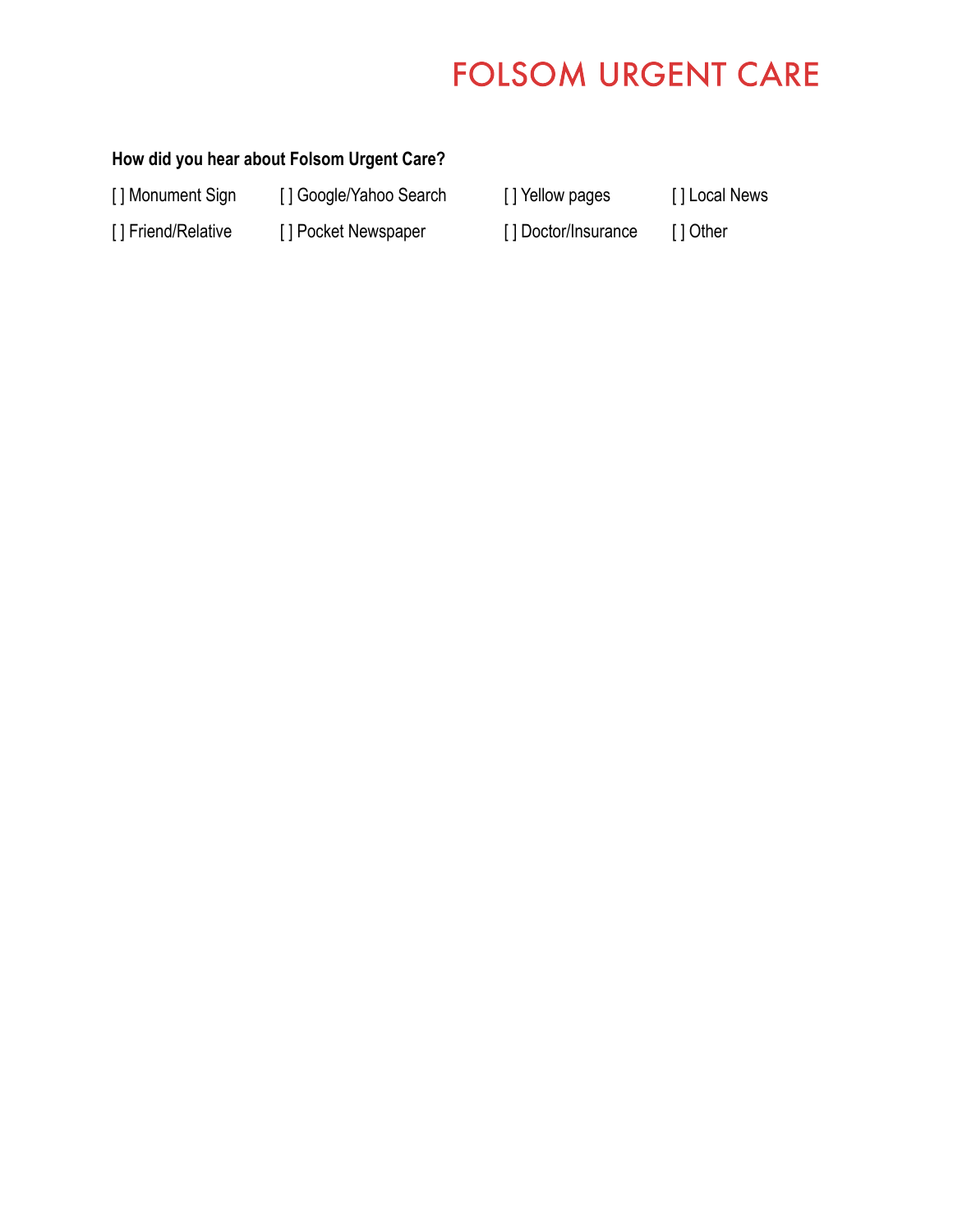# FOLSOM URGENT CARE

**How did you hear about Folsom Urgent Care?**

| | | | |
|---|---|---|---|
| [ ] Monument Sign | [ ] Google/Yahoo Search | [ ] Yellow pages | [ ] Local News |
| [ ] Friend/Relative | [ ] Pocket Newspaper | [ ] Doctor/Insurance | [ ] Other |